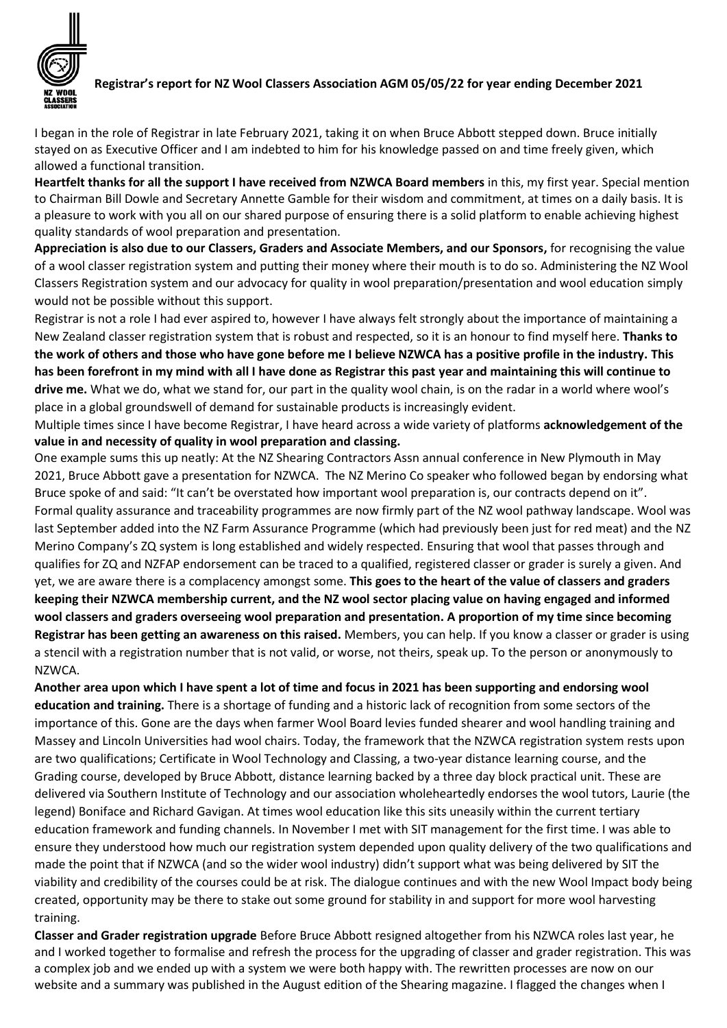**Registrar's report for NZ Wool Classers Association AGM 05/05/22 for year ending December 2021**

I began in the role of Registrar in late February 2021, taking it on when Bruce Abbott stepped down. Bruce initially stayed on as Executive Officer and I am indebted to him for his knowledge passed on and time freely given, which allowed a functional transition.

**Heartfelt thanks for all the support I have received from NZWCA Board members** in this, my first year. Special mention to Chairman Bill Dowle and Secretary Annette Gamble for their wisdom and commitment, at times on a daily basis. It is a pleasure to work with you all on our shared purpose of ensuring there is a solid platform to enable achieving highest quality standards of wool preparation and presentation.

**Appreciation is also due to our Classers, Graders and Associate Members, and our Sponsors,** for recognising the value of a wool classer registration system and putting their money where their mouth is to do so. Administering the NZ Wool Classers Registration system and our advocacy for quality in wool preparation/presentation and wool education simply would not be possible without this support.

Registrar is not a role I had ever aspired to, however I have always felt strongly about the importance of maintaining a New Zealand classer registration system that is robust and respected, so it is an honour to find myself here. **Thanks to the work of others and those who have gone before me I believe NZWCA has a positive profile in the industry. This has been forefront in my mind with all I have done as Registrar this past year and maintaining this will continue to drive me.** What we do, what we stand for, our part in the quality wool chain, is on the radar in a world where wool's place in a global groundswell of demand for sustainable products is increasingly evident.

Multiple times since I have become Registrar, I have heard across a wide variety of platforms **acknowledgement of the value in and necessity of quality in wool preparation and classing.**

One example sums this up neatly: At the NZ Shearing Contractors Assn annual conference in New Plymouth in May 2021, Bruce Abbott gave a presentation for NZWCA. The NZ Merino Co speaker who followed began by endorsing what Bruce spoke of and said: "It can't be overstated how important wool preparation is, our contracts depend on it".

Formal quality assurance and traceability programmes are now firmly part of the NZ wool pathway landscape. Wool was last September added into the NZ Farm Assurance Programme (which had previously been just for red meat) and the NZ Merino Company's ZQ system is long established and widely respected. Ensuring that wool that passes through and qualifies for ZQ and NZFAP endorsement can be traced to a qualified, registered classer or grader is surely a given. And yet, we are aware there is a complacency amongst some. **This goes to the heart of the value of classers and graders keeping their NZWCA membership current, and the NZ wool sector placing value on having engaged and informed wool classers and graders overseeing wool preparation and presentation. A proportion of my time since becoming Registrar has been getting an awareness on this raised.** Members, you can help. If you know a classer or grader is using a stencil with a registration number that is not valid, or worse, not theirs, speak up. To the person or anonymously to NZWCA.

**Another area upon which I have spent a lot of time and focus in 2021 has been supporting and endorsing wool education and training.** There is a shortage of funding and a historic lack of recognition from some sectors of the importance of this. Gone are the days when farmer Wool Board levies funded shearer and wool handling training and Massey and Lincoln Universities had wool chairs. Today, the framework that the NZWCA registration system rests upon are two qualifications; Certificate in Wool Technology and Classing, a two-year distance learning course, and the Grading course, developed by Bruce Abbott, distance learning backed by a three day block practical unit. These are delivered via Southern Institute of Technology and our association wholeheartedly endorses the wool tutors, Laurie (the legend) Boniface and Richard Gavigan. At times wool education like this sits uneasily within the current tertiary education framework and funding channels. In November I met with SIT management for the first time. I was able to ensure they understood how much our registration system depended upon quality delivery of the two qualifications and made the point that if NZWCA (and so the wider wool industry) didn't support what was being delivered by SIT the viability and credibility of the courses could be at risk. The dialogue continues and with the new Wool Impact body being created, opportunity may be there to stake out some ground for stability in and support for more wool harvesting training.

**Classer and Grader registration upgrade** Before Bruce Abbott resigned altogether from his NZWCA roles last year, he and I worked together to formalise and refresh the process for the upgrading of classer and grader registration. This was a complex job and we ended up with a system we were both happy with. The rewritten processes are now on our website and a summary was published in the August edition of the Shearing magazine. I flagged the changes when I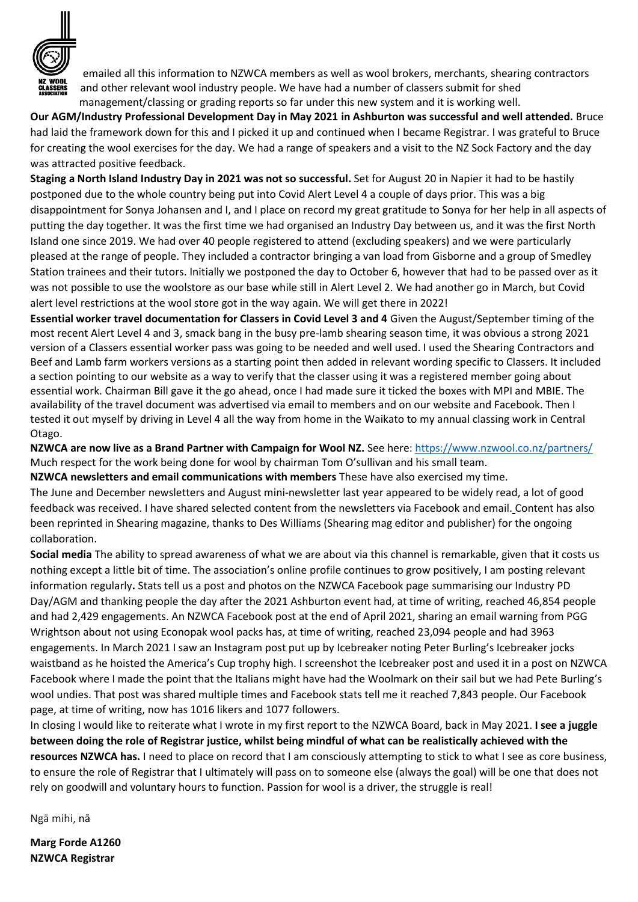emailed all this information to NZWCA members as well as wool brokers, merchants, shearing contractors and other relevant wool industry people. We have had a number of classers submit for shed management/classing or grading reports so far under this new system and it is working well.

**Our AGM/Industry Professional Development Day in May 2021 in Ashburton was successful and well attended.** Bruce had laid the framework down for this and I picked it up and continued when I became Registrar. I was grateful to Bruce for creating the wool exercises for the day. We had a range of speakers and a visit to the NZ Sock Factory and the day was attracted positive feedback.

**Staging a North Island Industry Day in 2021 was not so successful.** Set for August 20 in Napier it had to be hastily postponed due to the whole country being put into Covid Alert Level 4 a couple of days prior. This was a big disappointment for Sonya Johansen and I, and I place on record my great gratitude to Sonya for her help in all aspects of putting the day together. It was the first time we had organised an Industry Day between us, and it was the first North Island one since 2019. We had over 40 people registered to attend (excluding speakers) and we were particularly pleased at the range of people. They included a contractor bringing a van load from Gisborne and a group of Smedley Station trainees and their tutors. Initially we postponed the day to October 6, however that had to be passed over as it was not possible to use the woolstore as our base while still in Alert Level 2. We had another go in March, but Covid alert level restrictions at the wool store got in the way again. We will get there in 2022!

**Essential worker travel documentation for Classers in Covid Level 3 and 4** Given the August/September timing of the most recent Alert Level 4 and 3, smack bang in the busy pre-lamb shearing season time, it was obvious a strong 2021 version of a Classers essential worker pass was going to be needed and well used. I used the Shearing Contractors and Beef and Lamb farm workers versions as a starting point then added in relevant wording specific to Classers. It included a section pointing to our website as a way to verify that the classer using it was a registered member going about essential work. Chairman Bill gave it the go ahead, once I had made sure it ticked the boxes with MPI and MBIE. The availability of the travel document was advertised via email to members and on our website and Facebook. Then I tested it out myself by driving in Level 4 all the way from home in the Waikato to my annual classing work in Central Otago.

**NZWCA are now live as a Brand Partner with Campaign for Wool NZ.** See here: https://www.nzwool.co.nz/partners/ Much respect for the work being done for wool by chairman Tom O'sullivan and his small team.

**NZWCA newsletters and email communications with members** These have also exercised my time. The June and December newsletters and August mini-newsletter last year appeared to be widely read, a lot of good feedback was received. I have shared selected content from the newsletters via Facebook and email. Content has also been reprinted in Shearing magazine, thanks to Des Williams (Shearing mag editor and publisher) for the ongoing collaboration.

**Social media** The ability to spread awareness of what we are about via this channel is remarkable, given that it costs us nothing except a little bit of time. The association's online profile continues to grow positively, I am posting relevant information regularly**.** Stats tell us a post and photos on the NZWCA Facebook page summarising our Industry PD Day/AGM and thanking people the day after the 2021 Ashburton event had, at time of writing, reached 46,854 people and had 2,429 engagements. An NZWCA Facebook post at the end of April 2021, sharing an email warning from PGG Wrightson about not using Econopak wool packs has, at time of writing, reached 23,094 people and had 3963 engagements. In March 2021 I saw an Instagram post put up by Icebreaker noting Peter Burling's Icebreaker jocks waistband as he hoisted the America's Cup trophy high. I screenshot the Icebreaker post and used it in a post on NZWCA Facebook where I made the point that the Italians might have had the Woolmark on their sail but we had Pete Burling's wool undies. That post was shared multiple times and Facebook stats tell me it reached 7,843 people. Our Facebook page, at time of writing, now has 1016 likers and 1077 followers.

In closing I would like to reiterate what I wrote in my first report to the NZWCA Board, back in May 2021. **I see a juggle between doing the role of Registrar justice, whilst being mindful of what can be realistically achieved with the resources NZWCA has.** I need to place on record that I am consciously attempting to stick to what I see as core business, to ensure the role of Registrar that I ultimately will pass on to someone else (always the goal) will be one that does not rely on goodwill and voluntary hours to function. Passion for wool is a driver, the struggle is real!

Ngā mihi, nā

**Marg Forde A1260**
**NZWCA Registrar**